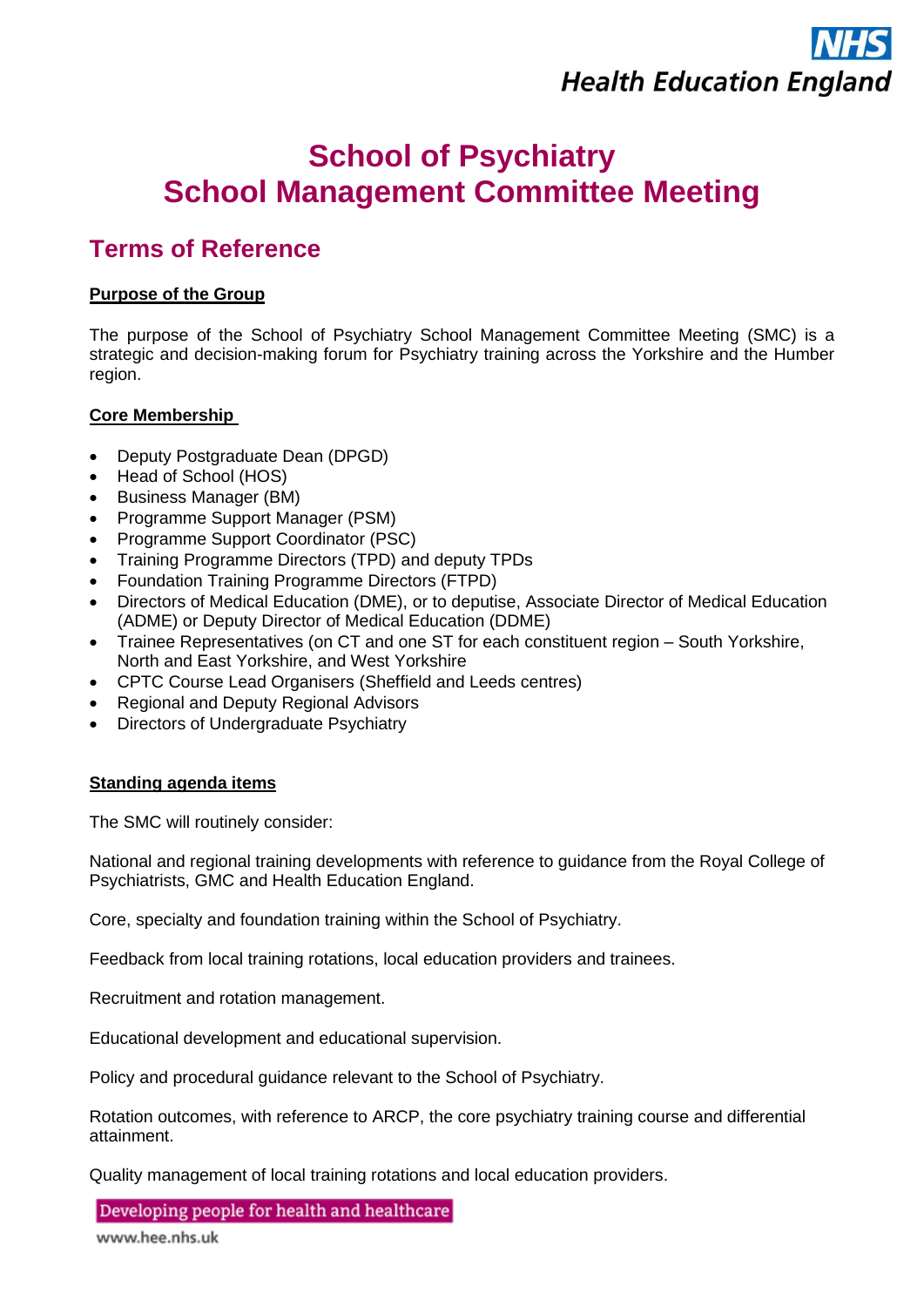# School of Psychiatry
# School Management Committee Meeting

## Terms of Reference

**Purpose of the Group**

The purpose of the School of Psychiatry School Management Committee Meeting (SMC) is a strategic and decision-making forum for Psychiatry training across the Yorkshire and the Humber region.

**Core Membership**

- Deputy Postgraduate Dean (DPGD)
- Head of School (HOS)
- Business Manager (BM)
- Programme Support Manager (PSM)
- Programme Support Coordinator (PSC)
- Training Programme Directors (TPD) and deputy TPDs
- Foundation Training Programme Directors (FTPD)
- Directors of Medical Education (DME), or to deputise, Associate Director of Medical Education (ADME) or Deputy Director of Medical Education (DDME)
- Trainee Representatives (on CT and one ST for each constituent region – South Yorkshire, North and East Yorkshire, and West Yorkshire
- CPTC Course Lead Organisers (Sheffield and Leeds centres)
- Regional and Deputy Regional Advisors
- Directors of Undergraduate Psychiatry

**Standing agenda items**

The SMC will routinely consider:

National and regional training developments with reference to guidance from the Royal College of Psychiatrists, GMC and Health Education England.

Core, specialty and foundation training within the School of Psychiatry.

Feedback from local training rotations, local education providers and trainees.

Recruitment and rotation management.

Educational development and educational supervision.

Policy and procedural guidance relevant to the School of Psychiatry.

Rotation outcomes, with reference to ARCP, the core psychiatry training course and differential attainment.

Quality management of local training rotations and local education providers.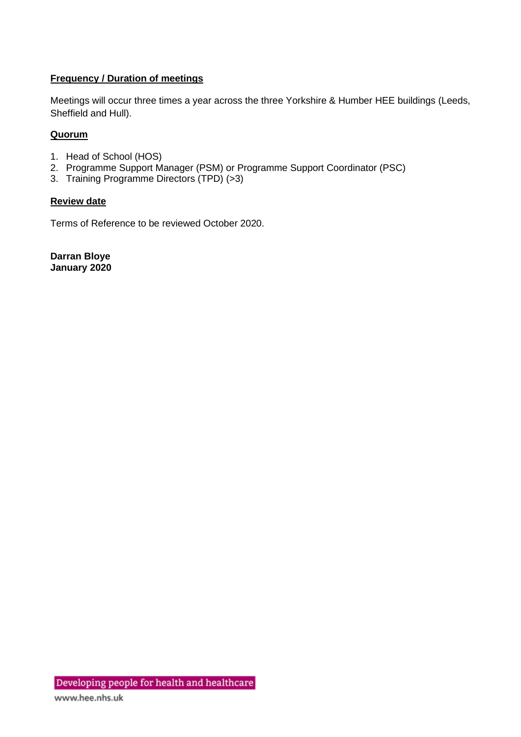**Frequency / Duration of meetings**

Meetings will occur three times a year across the three Yorkshire & Humber HEE buildings (Leeds, Sheffield and Hull).

**Quorum**

1. Head of School (HOS)
2. Programme Support Manager (PSM) or Programme Support Coordinator (PSC)
3. Training Programme Directors (TPD) (>3)

**Review date**

Terms of Reference to be reviewed October 2020.

**Darran Bloye**
**January 2020**